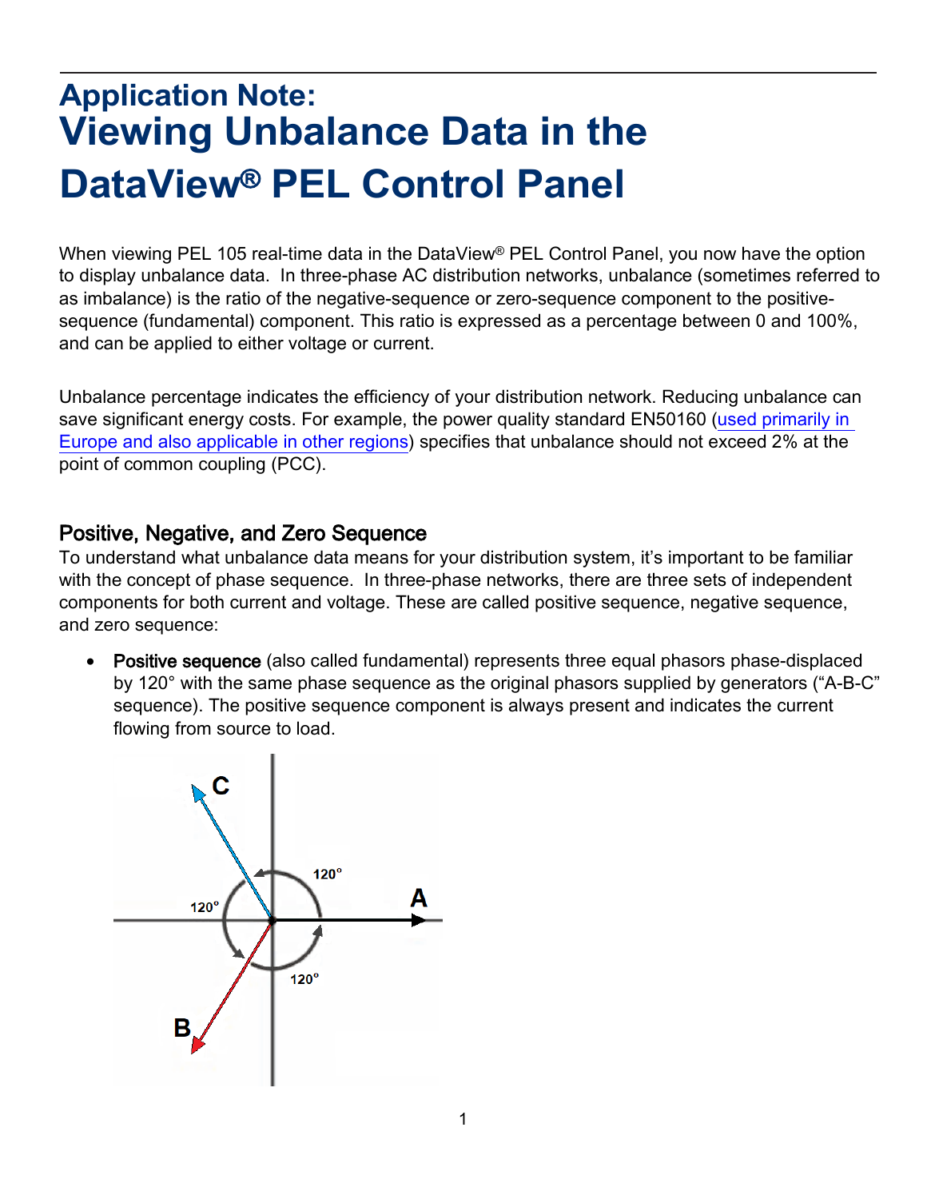# Application Note:
# Viewing Unbalance Data in the DataView® PEL Control Panel

When viewing PEL 105 real-time data in the DataView® PEL Control Panel, you now have the option to display unbalance data. In three-phase AC distribution networks, unbalance (sometimes referred to as imbalance) is the ratio of the negative-sequence or zero-sequence component to the positive-sequence (fundamental) component. This ratio is expressed as a percentage between 0 and 100%, and can be applied to either voltage or current.

Unbalance percentage indicates the efficiency of your distribution network. Reducing unbalance can save significant energy costs. For example, the power quality standard EN50160 (used primarily in Europe and also applicable in other regions) specifies that unbalance should not exceed 2% at the point of common coupling (PCC).

## Positive, Negative, and Zero Sequence

To understand what unbalance data means for your distribution system, it's important to be familiar with the concept of phase sequence. In three-phase networks, there are three sets of independent components for both current and voltage. These are called positive sequence, negative sequence, and zero sequence:

- **Positive sequence** (also called fundamental) represents three equal phasors phase-displaced by 120° with the same phase sequence as the original phasors supplied by generators ("A-B-C" sequence). The positive sequence component is always present and indicates the current flowing from source to load.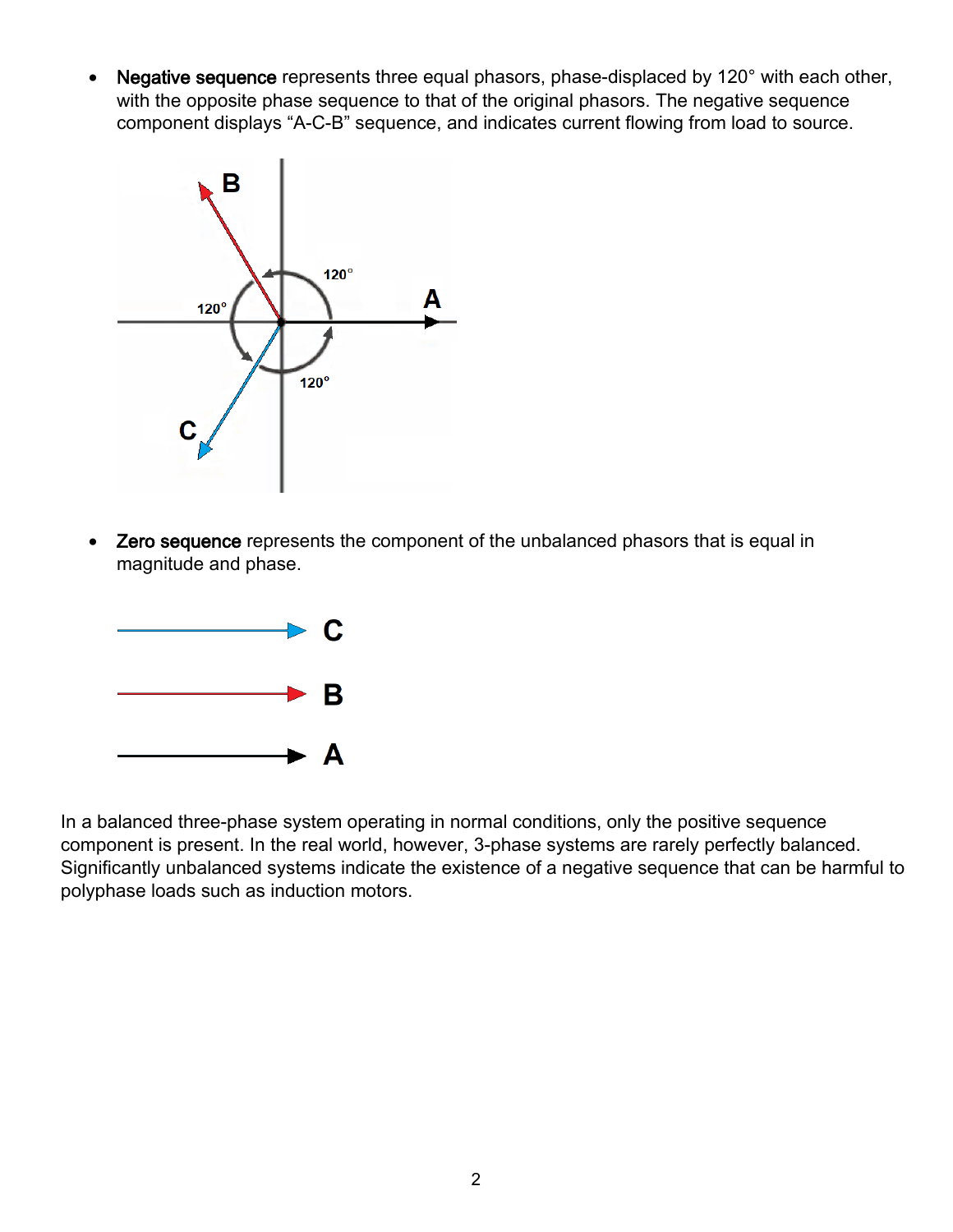- **Negative sequence** represents three equal phasors, phase-displaced by 120° with each other, with the opposite phase sequence to that of the original phasors. The negative sequence component displays “A-C-B” sequence, and indicates current flowing from load to source.

- **Zero sequence** represents the component of the unbalanced phasors that is equal in magnitude and phase.

In a balanced three-phase system operating in normal conditions, only the positive sequence component is present. In the real world, however, 3-phase systems are rarely perfectly balanced. Significantly unbalanced systems indicate the existence of a negative sequence that can be harmful to polyphase loads such as induction motors.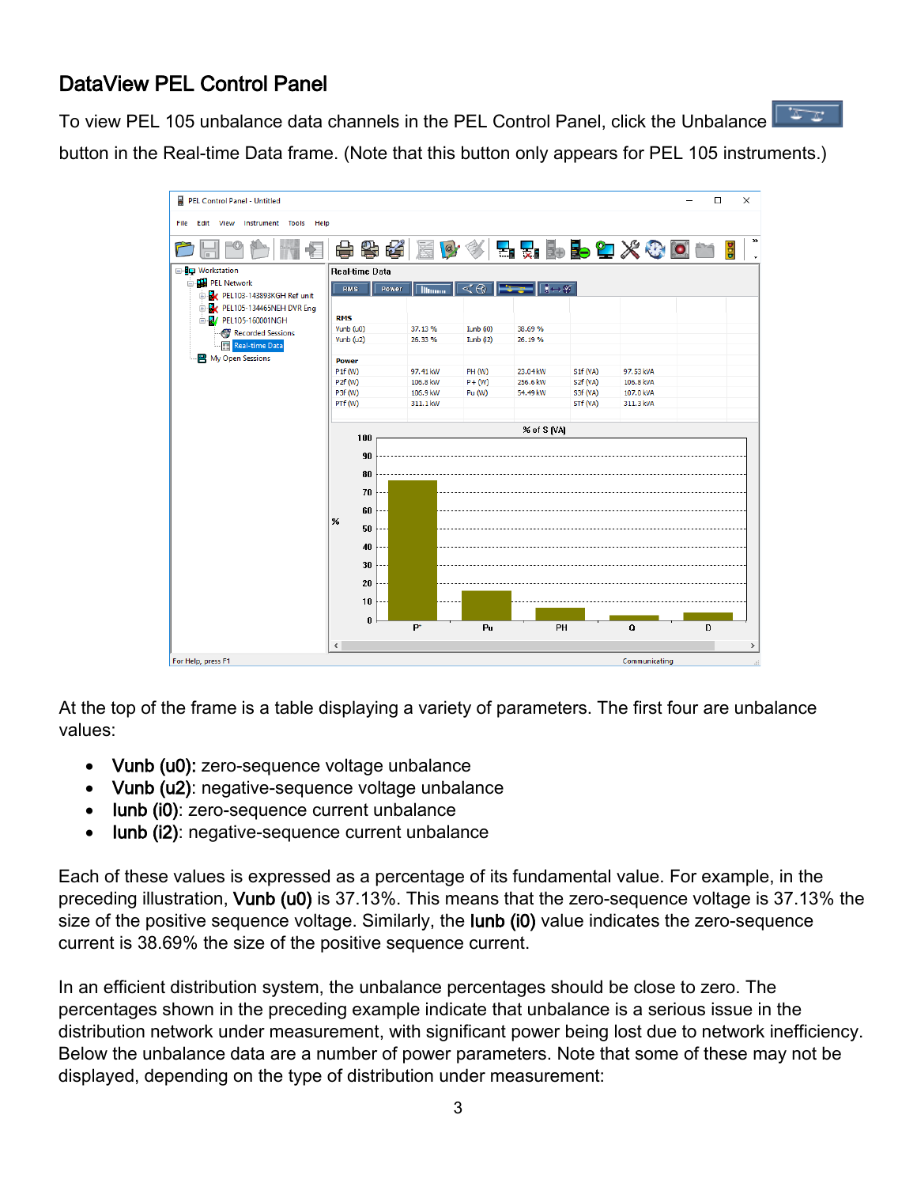## DataView PEL Control Panel

To view PEL 105 unbalance data channels in the PEL Control Panel, click the Unbalance button in the Real-time Data frame. (Note that this button only appears for PEL 105 instruments.)

At the top of the frame is a table displaying a variety of parameters. The first four are unbalance values:

- **Vunb (u0):** zero-sequence voltage unbalance
- **Vunb (u2)**: negative-sequence voltage unbalance
- **Iunb (i0)**: zero-sequence current unbalance
- **Iunb (i2)**: negative-sequence current unbalance

Each of these values is expressed as a percentage of its fundamental value. For example, in the preceding illustration, **Vunb (u0)** is 37.13%. This means that the zero-sequence voltage is 37.13% the size of the positive sequence voltage. Similarly, the **Iunb (i0)** value indicates the zero-sequence current is 38.69% the size of the positive sequence current.

In an efficient distribution system, the unbalance percentages should be close to zero. The percentages shown in the preceding example indicate that unbalance is a serious issue in the distribution network under measurement, with significant power being lost due to network inefficiency. Below the unbalance data are a number of power parameters. Note that some of these may not be displayed, depending on the type of distribution under measurement: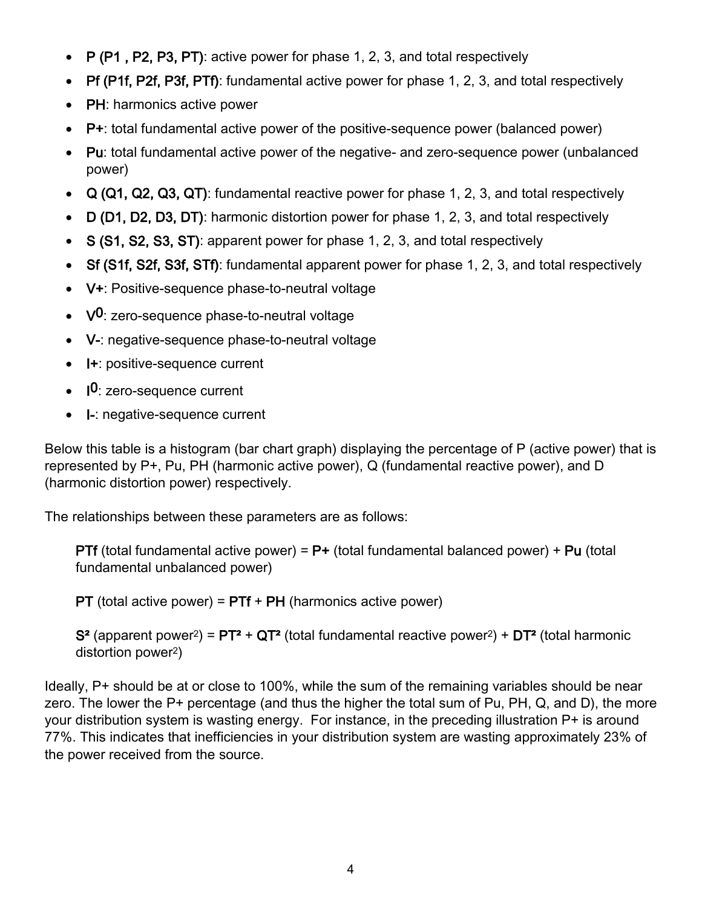- **P (P1 , P2, P3, PT)**: active power for phase 1, 2, 3, and total respectively
- **Pf (P1f, P2f, P3f, PTf)**: fundamental active power for phase 1, 2, 3, and total respectively
- **PH**: harmonics active power
- **P+**: total fundamental active power of the positive-sequence power (balanced power)
- **Pu**: total fundamental active power of the negative- and zero-sequence power (unbalanced power)
- **Q (Q1, Q2, Q3, QT)**: fundamental reactive power for phase 1, 2, 3, and total respectively
- **D (D1, D2, D3, DT)**: harmonic distortion power for phase 1, 2, 3, and total respectively
- **S (S1, S2, S3, ST)**: apparent power for phase 1, 2, 3, and total respectively
- **Sf (S1f, S2f, S3f, STf)**: fundamental apparent power for phase 1, 2, 3, and total respectively
- **V+**: Positive-sequence phase-to-neutral voltage
- **$V^0$**: zero-sequence phase-to-neutral voltage
- **V-**: negative-sequence phase-to-neutral voltage
- **I+**: positive-sequence current
- **$I^0$**: zero-sequence current
- **I-**: negative-sequence current

Below this table is a histogram (bar chart graph) displaying the percentage of P (active power) that is represented by P+, Pu, PH (harmonic active power), Q (fundamental reactive power), and D (harmonic distortion power) respectively.

The relationships between these parameters are as follows:

> **PTf** (total fundamental active power) = **P+** (total fundamental balanced power) + **Pu** (total fundamental unbalanced power)
>
> **PT** (total active power) = **PTf** + **PH** (harmonics active power)
>
> **$S^2$** (apparent power$^2$) = **$PT^2$** + **$QT^2$** (total fundamental reactive power$^2$) + **$DT^2$** (total harmonic distortion power$^2$)

Ideally, P+ should be at or close to 100%, while the sum of the remaining variables should be near zero. The lower the P+ percentage (and thus the higher the total sum of Pu, PH, Q, and D), the more your distribution system is wasting energy. For instance, in the preceding illustration P+ is around 77%. This indicates that inefficiencies in your distribution system are wasting approximately 23% of the power received from the source.